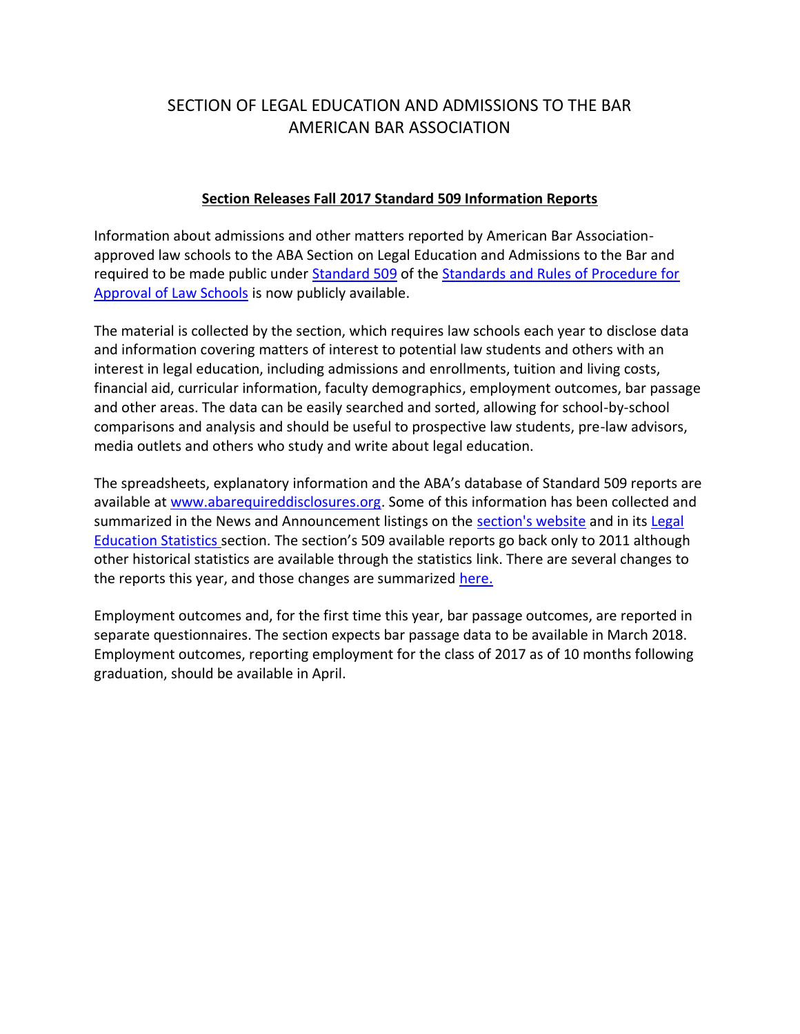# SECTION OF LEGAL EDUCATION AND ADMISSIONS TO THE BAR
# AMERICAN BAR ASSOCIATION

## Section Releases Fall 2017 Standard 509 Information Reports

Information about admissions and other matters reported by American Bar Association-approved law schools to the ABA Section on Legal Education and Admissions to the Bar and required to be made public under Standard 509 of the Standards and Rules of Procedure for Approval of Law Schools is now publicly available.

The material is collected by the section, which requires law schools each year to disclose data and information covering matters of interest to potential law students and others with an interest in legal education, including admissions and enrollments, tuition and living costs, financial aid, curricular information, faculty demographics, employment outcomes, bar passage and other areas. The data can be easily searched and sorted, allowing for school-by-school comparisons and analysis and should be useful to prospective law students, pre-law advisors, media outlets and others who study and write about legal education.

The spreadsheets, explanatory information and the ABA's database of Standard 509 reports are available at www.abarequireddisclosures.org. Some of this information has been collected and summarized in the News and Announcement listings on the section's website and in its Legal Education Statistics section. The section's 509 available reports go back only to 2011 although other historical statistics are available through the statistics link. There are several changes to the reports this year, and those changes are summarized here.

Employment outcomes and, for the first time this year, bar passage outcomes, are reported in separate questionnaires. The section expects bar passage data to be available in March 2018. Employment outcomes, reporting employment for the class of 2017 as of 10 months following graduation, should be available in April.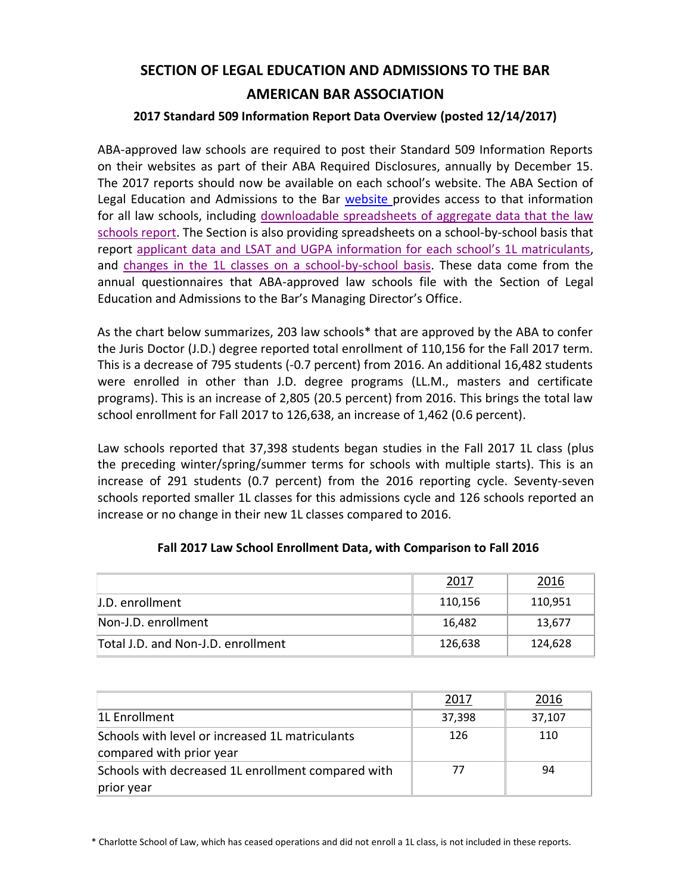# SECTION OF LEGAL EDUCATION AND ADMISSIONS TO THE BAR

# AMERICAN BAR ASSOCIATION

### 2017 Standard 509 Information Report Data Overview (posted 12/14/2017)

ABA-approved law schools are required to post their Standard 509 Information Reports on their websites as part of their ABA Required Disclosures, annually by December 15. The 2017 reports should now be available on each school's website. The ABA Section of Legal Education and Admissions to the Bar website provides access to that information for all law schools, including downloadable spreadsheets of aggregate data that the law schools report. The Section is also providing spreadsheets on a school-by-school basis that report applicant data and LSAT and UGPA information for each school's 1L matriculants, and changes in the 1L classes on a school-by-school basis. These data come from the annual questionnaires that ABA-approved law schools file with the Section of Legal Education and Admissions to the Bar's Managing Director's Office.

As the chart below summarizes, 203 law schools* that are approved by the ABA to confer the Juris Doctor (J.D.) degree reported total enrollment of 110,156 for the Fall 2017 term. This is a decrease of 795 students (-0.7 percent) from 2016. An additional 16,482 students were enrolled in other than J.D. degree programs (LL.M., masters and certificate programs). This is an increase of 2,805 (20.5 percent) from 2016. This brings the total law school enrollment for Fall 2017 to 126,638, an increase of 1,462 (0.6 percent).

Law schools reported that 37,398 students began studies in the Fall 2017 1L class (plus the preceding winter/spring/summer terms for schools with multiple starts). This is an increase of 291 students (0.7 percent) from the 2016 reporting cycle. Seventy-seven schools reported smaller 1L classes for this admissions cycle and 126 schools reported an increase or no change in their new 1L classes compared to 2016.

**Fall 2017 Law School Enrollment Data, with Comparison to Fall 2016**

| | 2017 | 2016 |
|---|---|---|
| J.D. enrollment | 110,156 | 110,951 |
| Non-J.D. enrollment | 16,482 | 13,677 |
| Total J.D. and Non-J.D. enrollment | 126,638 | 124,628 |

| | 2017 | 2016 |
|---|---|---|
| 1L Enrollment | 37,398 | 37,107 |
| Schools with level or increased 1L matriculants compared with prior year | 126 | 110 |
| Schools with decreased 1L enrollment compared with prior year | 77 | 94 |

* Charlotte School of Law, which has ceased operations and did not enroll a 1L class, is not included in these reports.